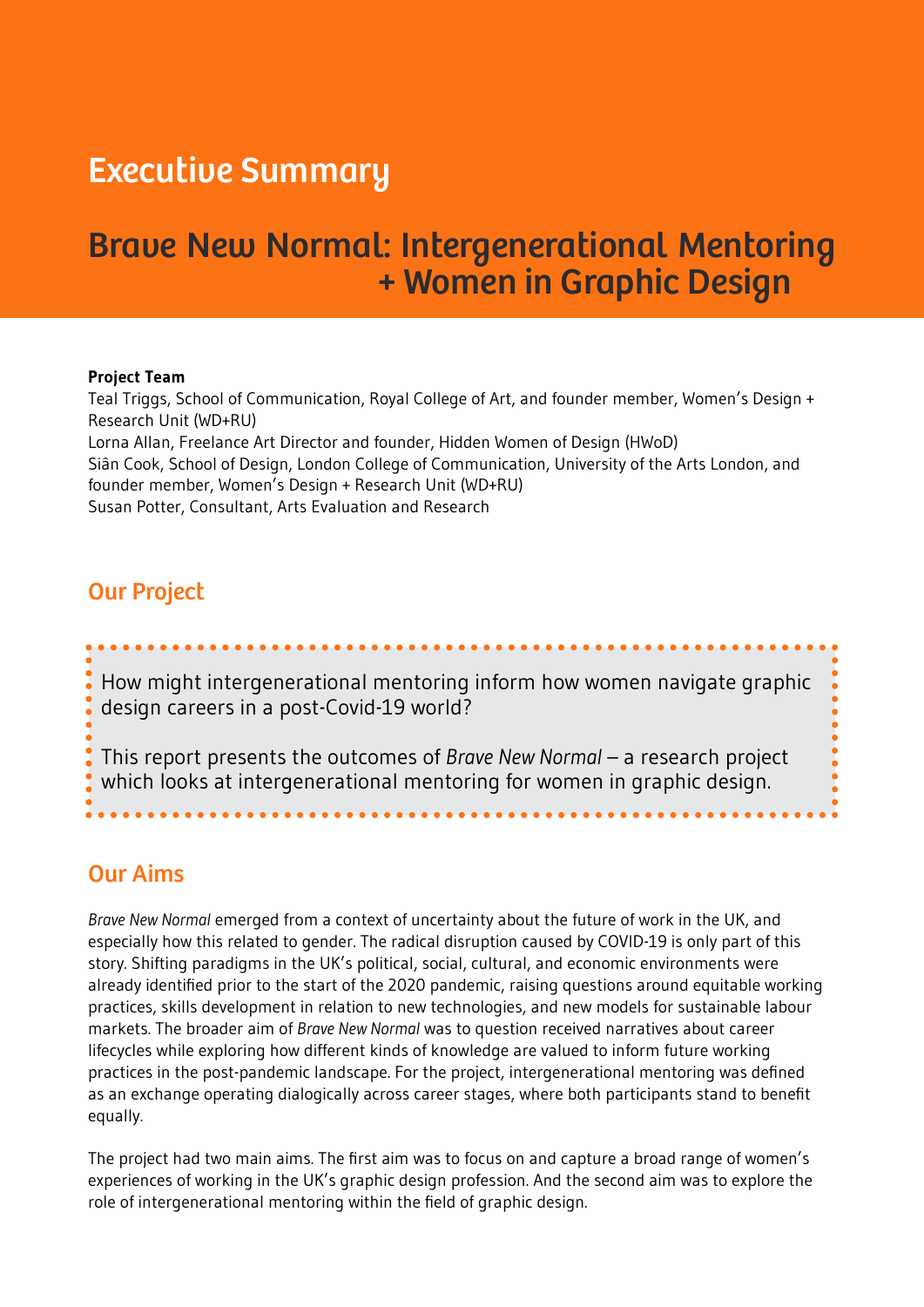# Executive Summary

# Brave New Normal: Intergenerational Mentoring + Women in Graphic Design

**Project Team**

Teal Triggs, School of Communication, Royal College of Art, and founder member, Women's Design + Research Unit (WD+RU)

Lorna Allan, Freelance Art Director and founder, Hidden Women of Design (HWoD)

Siân Cook, School of Design, London College of Communication, University of the Arts London, and founder member, Women's Design + Research Unit (WD+RU)

Susan Potter, Consultant, Arts Evaluation and Research

## Our Project

How might intergenerational mentoring inform how women navigate graphic design careers in a post-Covid-19 world?

This report presents the outcomes of *Brave New Normal* – a research project which looks at intergenerational mentoring for women in graphic design.

## Our Aims

*Brave New Normal* emerged from a context of uncertainty about the future of work in the UK, and especially how this related to gender. The radical disruption caused by COVID-19 is only part of this story. Shifting paradigms in the UK's political, social, cultural, and economic environments were already identified prior to the start of the 2020 pandemic, raising questions around equitable working practices, skills development in relation to new technologies, and new models for sustainable labour markets. The broader aim of *Brave New Normal* was to question received narratives about career lifecycles while exploring how different kinds of knowledge are valued to inform future working practices in the post-pandemic landscape. For the project, intergenerational mentoring was defined as an exchange operating dialogically across career stages, where both participants stand to benefit equally.

The project had two main aims. The first aim was to focus on and capture a broad range of women's experiences of working in the UK's graphic design profession. And the second aim was to explore the role of intergenerational mentoring within the field of graphic design.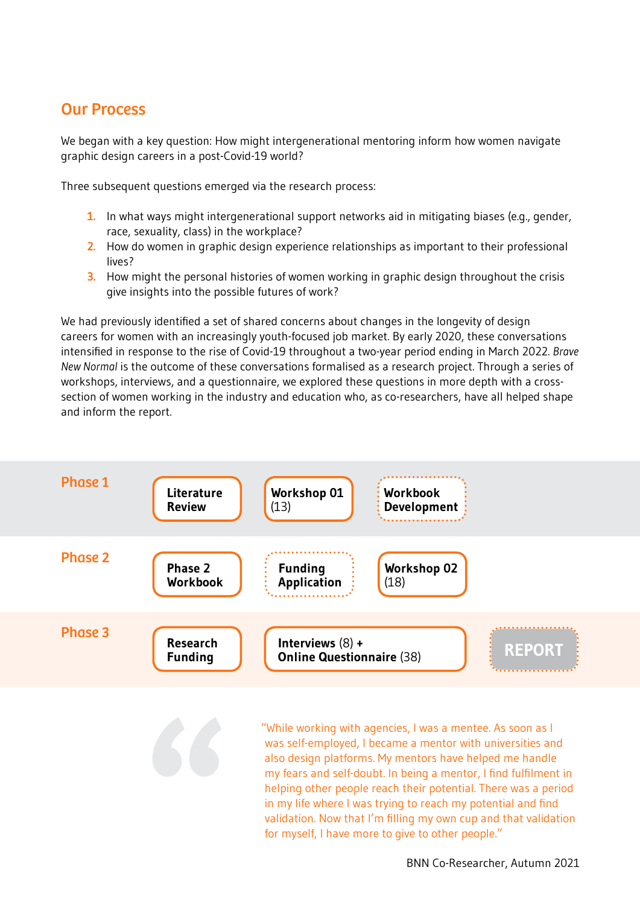## Our Process

We began with a key question: How might intergenerational mentoring inform how women navigate graphic design careers in a post-Covid-19 world?

Three subsequent questions emerged via the research process:

1. In what ways might intergenerational support networks aid in mitigating biases (e.g., gender, race, sexuality, class) in the workplace?
2. How do women in graphic design experience relationships as important to their professional lives?
3. How might the personal histories of women working in graphic design throughout the crisis give insights into the possible futures of work?

We had previously identified a set of shared concerns about changes in the longevity of design careers for women with an increasingly youth-focused job market. By early 2020, these conversations intensified in response to the rise of Covid-19 throughout a two-year period ending in March 2022. *Brave New Normal* is the outcome of these conversations formalised as a research project. Through a series of workshops, interviews, and a questionnaire, we explored these questions in more depth with a cross-section of women working in the industry and education who, as co-researchers, have all helped shape and inform the report.

| | | | | |
|---|---|---|---|---|
| **Phase 1** | **Literature Review** | **Workshop 01** (13) | **Workbook Development** | |
| **Phase 2** | **Phase 2 Workbook** | **Funding Application** | **Workshop 02** (18) | |
| **Phase 3** | **Research Funding** | **Interviews** (8) **+ Online Questionnaire** (38) | | **REPORT** |

"While working with agencies, I was a mentee. As soon as I was self-employed, I became a mentor with universities and also design platforms. My mentors have helped me handle my fears and self-doubt. In being a mentor, I find fulfilment in helping other people reach their potential. There was a period in my life where I was trying to reach my potential and find validation. Now that I'm filling my own cup and that validation for myself, I have more to give to other people."

BNN Co-Researcher, Autumn 2021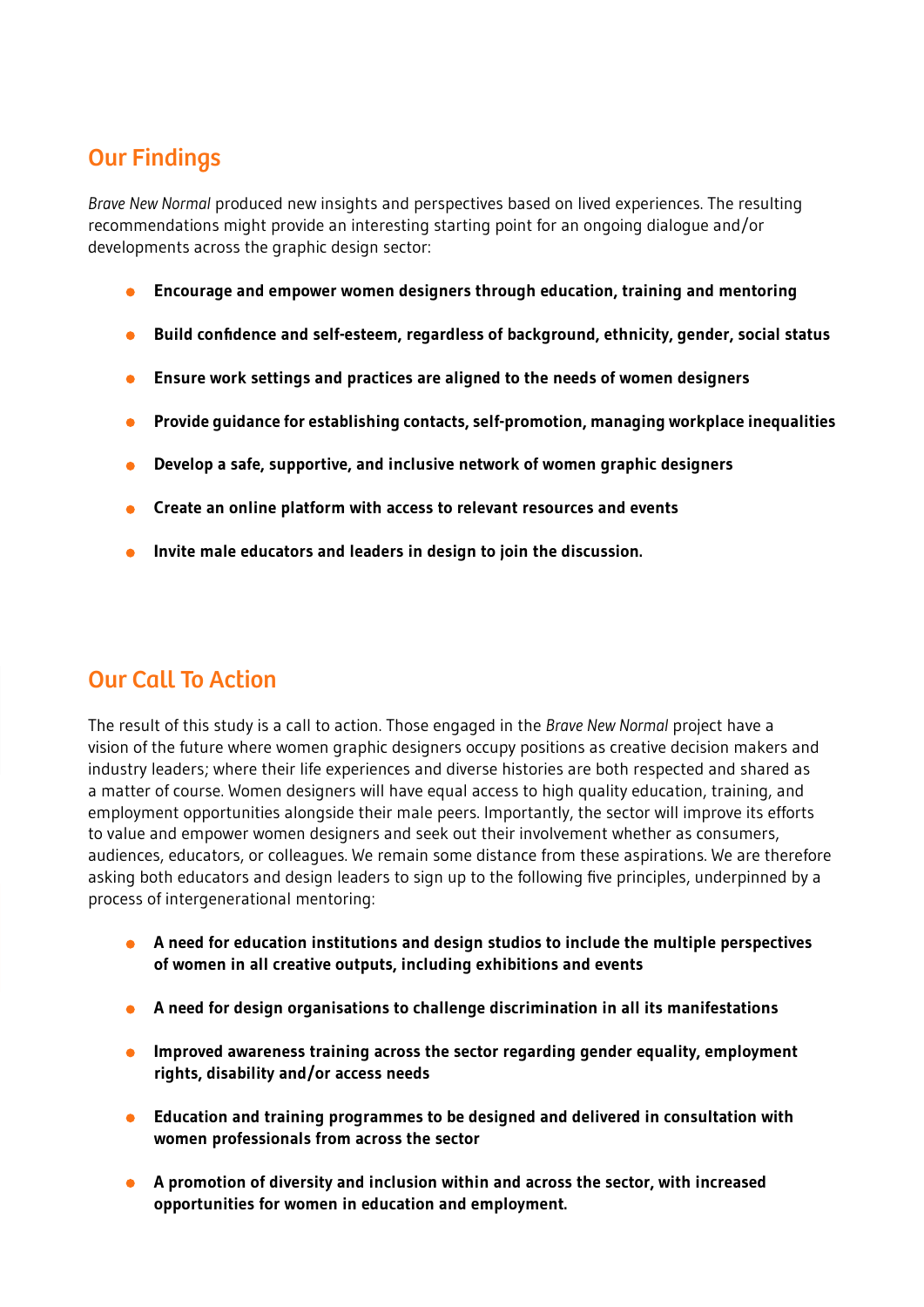## Our Findings

*Brave New Normal* produced new insights and perspectives based on lived experiences. The resulting recommendations might provide an interesting starting point for an ongoing dialogue and/or developments across the graphic design sector:

- **Encourage and empower women designers through education, training and mentoring**
- **Build confidence and self-esteem, regardless of background, ethnicity, gender, social status**
- **Ensure work settings and practices are aligned to the needs of women designers**
- **Provide guidance for establishing contacts, self-promotion, managing workplace inequalities**
- **Develop a safe, supportive, and inclusive network of women graphic designers**
- **Create an online platform with access to relevant resources and events**
- **Invite male educators and leaders in design to join the discussion.**

## Our Call To Action

The result of this study is a call to action. Those engaged in the *Brave New Normal* project have a vision of the future where women graphic designers occupy positions as creative decision makers and industry leaders; where their life experiences and diverse histories are both respected and shared as a matter of course. Women designers will have equal access to high quality education, training, and employment opportunities alongside their male peers. Importantly, the sector will improve its efforts to value and empower women designers and seek out their involvement whether as consumers, audiences, educators, or colleagues. We remain some distance from these aspirations. We are therefore asking both educators and design leaders to sign up to the following five principles, underpinned by a process of intergenerational mentoring:

- **A need for education institutions and design studios to include the multiple perspectives of women in all creative outputs, including exhibitions and events**
- **A need for design organisations to challenge discrimination in all its manifestations**
- **Improved awareness training across the sector regarding gender equality, employment rights, disability and/or access needs**
- **Education and training programmes to be designed and delivered in consultation with women professionals from across the sector**
- **A promotion of diversity and inclusion within and across the sector, with increased opportunities for women in education and employment.**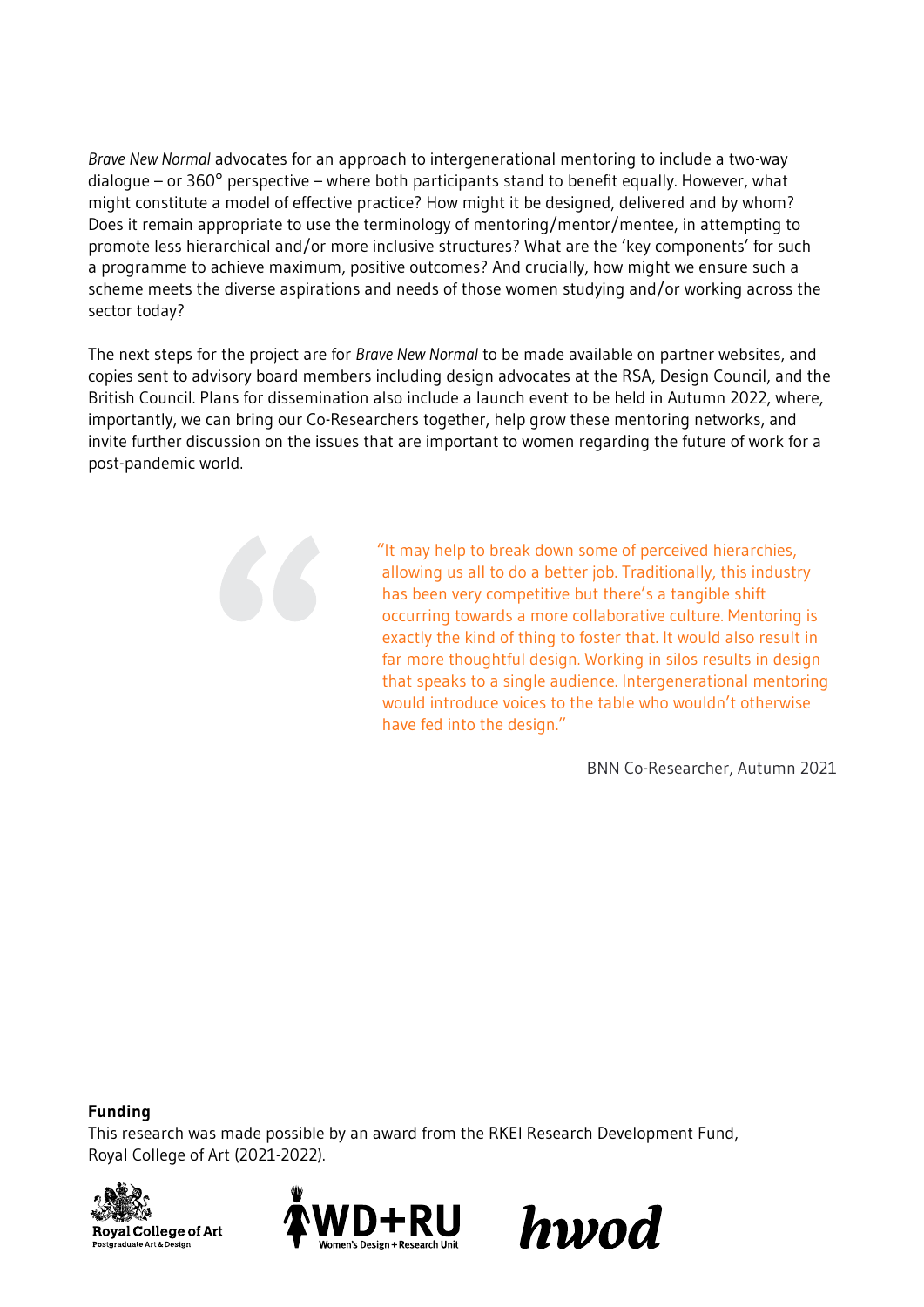*Brave New Normal* advocates for an approach to intergenerational mentoring to include a two-way dialogue – or 360° perspective – where both participants stand to benefit equally. However, what might constitute a model of effective practice? How might it be designed, delivered and by whom? Does it remain appropriate to use the terminology of mentoring/mentor/mentee, in attempting to promote less hierarchical and/or more inclusive structures? What are the 'key components' for such a programme to achieve maximum, positive outcomes? And crucially, how might we ensure such a scheme meets the diverse aspirations and needs of those women studying and/or working across the sector today?

The next steps for the project are for *Brave New Normal* to be made available on partner websites, and copies sent to advisory board members including design advocates at the RSA, Design Council, and the British Council. Plans for dissemination also include a launch event to be held in Autumn 2022, where, importantly, we can bring our Co-Researchers together, help grow these mentoring networks, and invite further discussion on the issues that are important to women regarding the future of work for a post-pandemic world.

> "It may help to break down some of perceived hierarchies, allowing us all to do a better job. Traditionally, this industry has been very competitive but there's a tangible shift occurring towards a more collaborative culture. Mentoring is exactly the kind of thing to foster that. It would also result in far more thoughtful design. Working in silos results in design that speaks to a single audience. Intergenerational mentoring would introduce voices to the table who wouldn't otherwise have fed into the design."
>
> BNN Co-Researcher, Autumn 2021

**Funding**

This research was made possible by an award from the RKEI Research Development Fund, Royal College of Art (2021-2022).

Royal College of Art
Postgraduate Art & Design

WD+RU
Women's Design + Research Unit

hwod